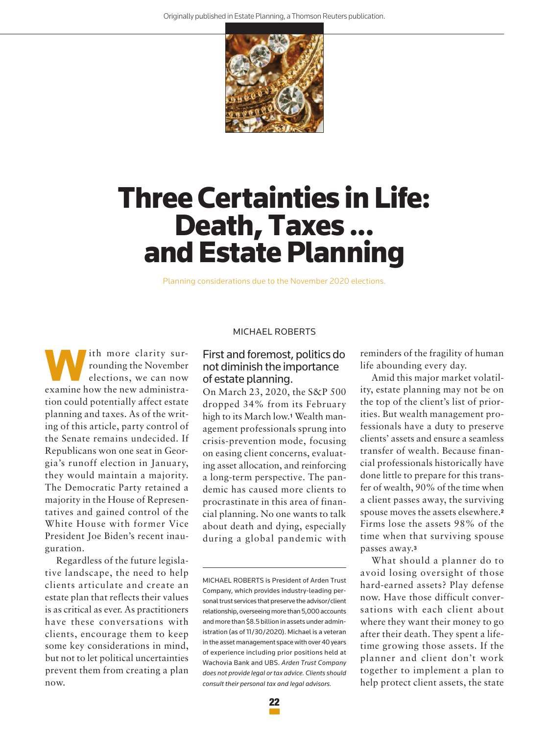Originally published in Estate Planning, a Thomson Reuters publication.

# Three Certainties in Life: Death, Taxes ... and Estate Planning

Planning considerations due to the November 2020 elections.

MICHAEL ROBERTS

With more clarity surrounding the November elections, we can now examine how the new administration could potentially affect estate planning and taxes. As of the writing of this article, party control of the Senate remains undecided. If Republicans won one seat in Georgia's runoff election in January, they would maintain a majority. The Democratic Party retained a majority in the House of Representatives and gained control of the White House with former Vice President Joe Biden's recent inauguration.

Regardless of the future legislative landscape, the need to help clients articulate and create an estate plan that reflects their values is as critical as ever. As practitioners have these conversations with clients, encourage them to keep some key considerations in mind, but not to let political uncertainties prevent them from creating a plan now.

## First and foremost, politics do not diminish the importance of estate planning.

On March 23, 2020, the S&P 500 dropped 34% from its February high to its March low.[1] Wealth management professionals sprung into crisis-prevention mode, focusing on easing client concerns, evaluating asset allocation, and reinforcing a long-term perspective. The pandemic has caused more clients to procrastinate in this area of financial planning. No one wants to talk about death and dying, especially during a global pandemic with reminders of the fragility of human life abounding every day.

Amid this major market volatility, estate planning may not be on the top of the client's list of priorities. But wealth management professionals have a duty to preserve clients' assets and ensure a seamless transfer of wealth. Because financial professionals historically have done little to prepare for this transfer of wealth, 90% of the time when a client passes away, the surviving spouse moves the assets elsewhere.[2] Firms lose the assets 98% of the time when that surviving spouse passes away.[3]

What should a planner do to avoid losing oversight of those hard-earned assets? Play defense now. Have those difficult conversations with each client about where they want their money to go after their death. They spent a lifetime growing those assets. If the planner and client don't work together to implement a plan to help protect client assets, the state

---

MICHAEL ROBERTS is President of Arden Trust Company, which provides industry-leading personal trust services that preserve the advisor/client relationship, overseeing more than 5,000 accounts and more than $8.5 billion in assets under administration (as of 11/30/2020). Michael is a veteran in the asset management space with over 40 years of experience including prior positions held at Wachovia Bank and UBS. *Arden Trust Company does not provide legal or tax advice. Clients should consult their personal tax and legal advisors.*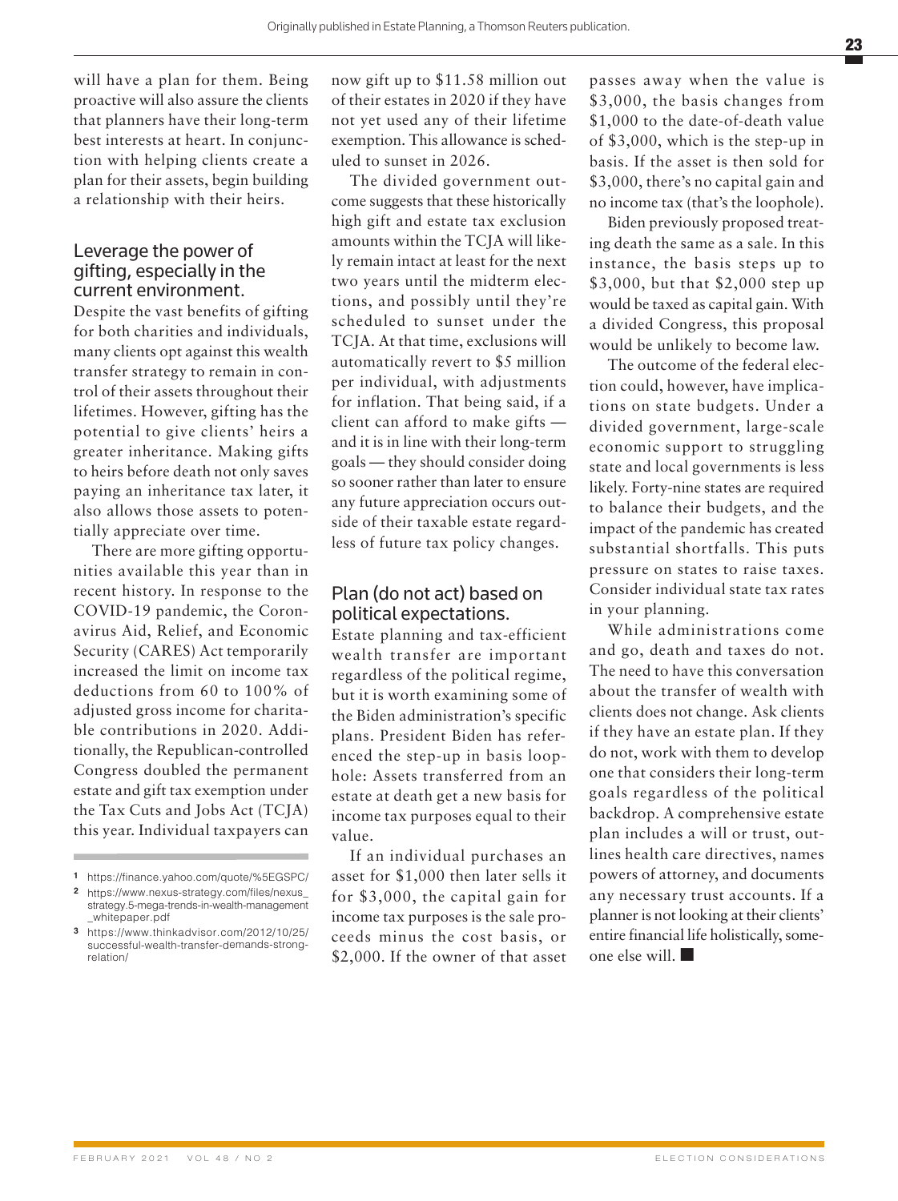will have a plan for them. Being proactive will also assure the clients that planners have their long-term best interests at heart. In conjunction with helping clients create a plan for their assets, begin building a relationship with their heirs.

## Leverage the power of gifting, especially in the current environment.

Despite the vast benefits of gifting for both charities and individuals, many clients opt against this wealth transfer strategy to remain in control of their assets throughout their lifetimes. However, gifting has the potential to give clients' heirs a greater inheritance. Making gifts to heirs before death not only saves paying an inheritance tax later, it also allows those assets to potentially appreciate over time.

There are more gifting opportunities available this year than in recent history. In response to the COVID-19 pandemic, the Coronavirus Aid, Relief, and Economic Security (CARES) Act temporarily increased the limit on income tax deductions from 60 to 100% of adjusted gross income for charitable contributions in 2020. Additionally, the Republican-controlled Congress doubled the permanent estate and gift tax exemption under the Tax Cuts and Jobs Act (TCJA) this year. Individual taxpayers can now gift up to $11.58 million out of their estates in 2020 if they have not yet used any of their lifetime exemption. This allowance is scheduled to sunset in 2026.

The divided government outcome suggests that these historically high gift and estate tax exclusion amounts within the TCJA will likely remain intact at least for the next two years until the midterm elections, and possibly until they're scheduled to sunset under the TCJA. At that time, exclusions will automatically revert to $5 million per individual, with adjustments for inflation. That being said, if a client can afford to make gifts — and it is in line with their long-term goals — they should consider doing so sooner rather than later to ensure any future appreciation occurs outside of their taxable estate regardless of future tax policy changes.

## Plan (do not act) based on political expectations.

Estate planning and tax-efficient wealth transfer are important regardless of the political regime, but it is worth examining some of the Biden administration's specific plans. President Biden has referenced the step-up in basis loophole: Assets transferred from an estate at death get a new basis for income tax purposes equal to their value.

If an individual purchases an asset for $1,000 then later sells it for $3,000, the capital gain for income tax purposes is the sale proceeds minus the cost basis, or $2,000. If the owner of that asset passes away when the value is $3,000, the basis changes from $1,000 to the date-of-death value of $3,000, which is the step-up in basis. If the asset is then sold for $3,000, there's no capital gain and no income tax (that's the loophole).

Biden previously proposed treating death the same as a sale. In this instance, the basis steps up to $3,000, but that $2,000 step up would be taxed as capital gain. With a divided Congress, this proposal would be unlikely to become law.

The outcome of the federal election could, however, have implications on state budgets. Under a divided government, large-scale economic support to struggling state and local governments is less likely. Forty-nine states are required to balance their budgets, and the impact of the pandemic has created substantial shortfalls. This puts pressure on states to raise taxes. Consider individual state tax rates in your planning.

While administrations come and go, death and taxes do not. The need to have this conversation about the transfer of wealth with clients does not change. Ask clients if they have an estate plan. If they do not, work with them to develop one that considers their long-term goals regardless of the political backdrop. A comprehensive estate plan includes a will or trust, outlines health care directives, names powers of attorney, and documents any necessary trust accounts. If a planner is not looking at their clients' entire financial life holistically, someone else will. ■

---

1 https://finance.yahoo.com/quote/%5EGSPC/

2 https://www.nexus-strategy.com/files/nexus_strategy.5-mega-trends-in-wealth-management_whitepaper.pdf

3 https://www.thinkadvisor.com/2012/10/25/successful-wealth-transfer-demands-strong-relation/